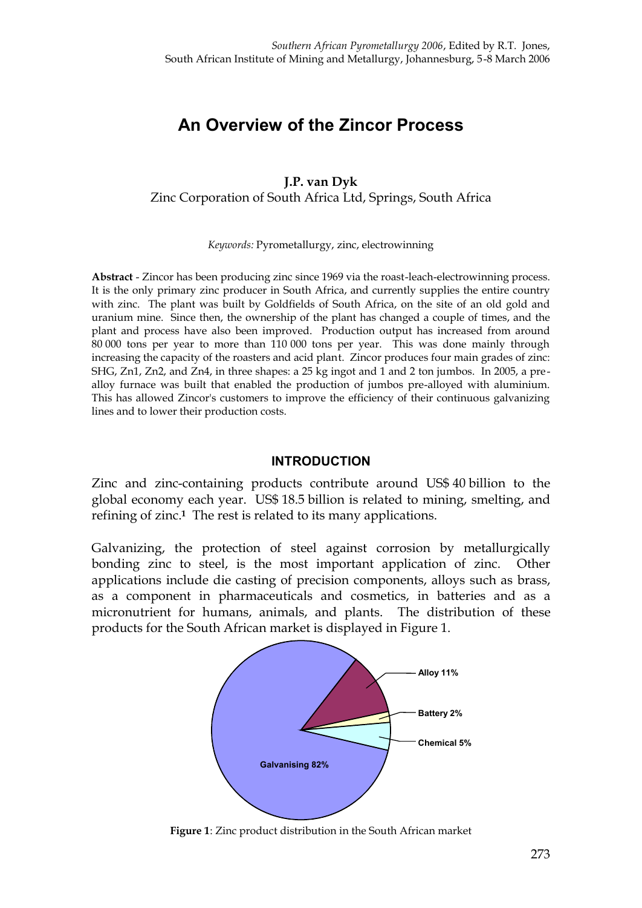*Southern African Pyrometallurgy 2006*, Edited by R.T. Jones,
South African Institute of Mining and Metallurgy, Johannesburg, 5-8 March 2006

# An Overview of the Zincor Process

**J.P. van Dyk**
Zinc Corporation of South Africa Ltd, Springs, South Africa

*Keywords:* Pyrometallurgy, zinc, electrowinning

**Abstract** - Zincor has been producing zinc since 1969 via the roast-leach-electrowinning process. It is the only primary zinc producer in South Africa, and currently supplies the entire country with zinc. The plant was built by Goldfields of South Africa, on the site of an old gold and uranium mine. Since then, the ownership of the plant has changed a couple of times, and the plant and process have also been improved. Production output has increased from around 80 000 tons per year to more than 110 000 tons per year. This was done mainly through increasing the capacity of the roasters and acid plant. Zincor produces four main grades of zinc: SHG, Zn1, Zn2, and Zn4, in three shapes: a 25 kg ingot and 1 and 2 ton jumbos. In 2005, a pre-alloy furnace was built that enabled the production of jumbos pre-alloyed with aluminium. This has allowed Zincor's customers to improve the efficiency of their continuous galvanizing lines and to lower their production costs.

## INTRODUCTION

Zinc and zinc-containing products contribute around US$ 40 billion to the global economy each year. US$ 18.5 billion is related to mining, smelting, and refining of zinc.[1] The rest is related to its many applications.

Galvanizing, the protection of steel against corrosion by metallurgically bonding zinc to steel, is the most important application of zinc. Other applications include die casting of precision components, alloys such as brass, as a component in pharmaceuticals and cosmetics, in batteries and as a micronutrient for humans, animals, and plants. The distribution of these products for the South African market is displayed in Figure 1.

Alloy 11%
Battery 2%
Chemical 5%
Galvanising 82%

**Figure 1**: Zinc product distribution in the South African market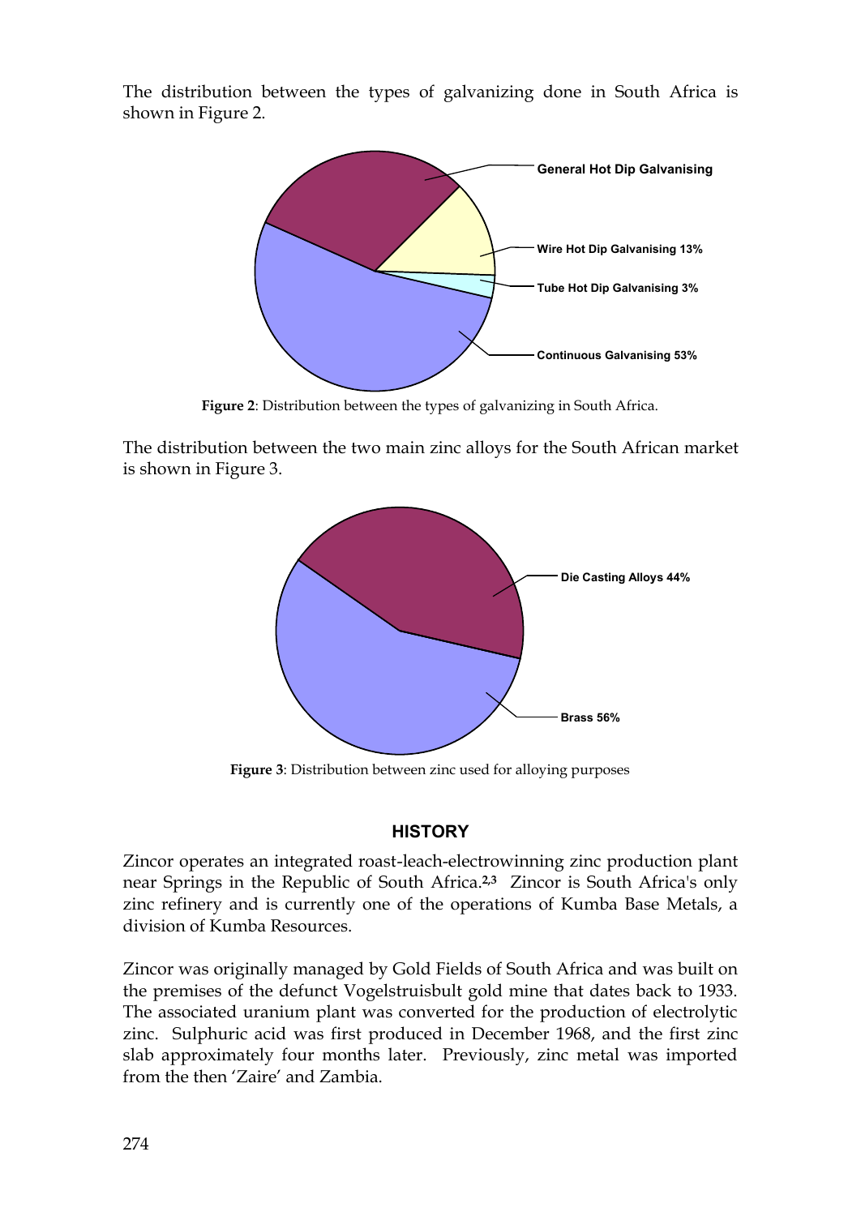The distribution between the types of galvanizing done in South Africa is shown in Figure 2.

General Hot Dip Galvanising

Wire Hot Dip Galvanising 13%

Tube Hot Dip Galvanising 3%

Continuous Galvanising 53%

**Figure 2**: Distribution between the types of galvanizing in South Africa.

The distribution between the two main zinc alloys for the South African market is shown in Figure 3.

Die Casting Alloys 44%

Brass 56%

**Figure 3**: Distribution between zinc used for alloying purposes

## HISTORY

Zincor operates an integrated roast-leach-electrowinning zinc production plant near Springs in the Republic of South Africa.[2,3] Zincor is South Africa's only zinc refinery and is currently one of the operations of Kumba Base Metals, a division of Kumba Resources.

Zincor was originally managed by Gold Fields of South Africa and was built on the premises of the defunct Vogelstruisbult gold mine that dates back to 1933. The associated uranium plant was converted for the production of electrolytic zinc. Sulphuric acid was first produced in December 1968, and the first zinc slab approximately four months later. Previously, zinc metal was imported from the then 'Zaire' and Zambia.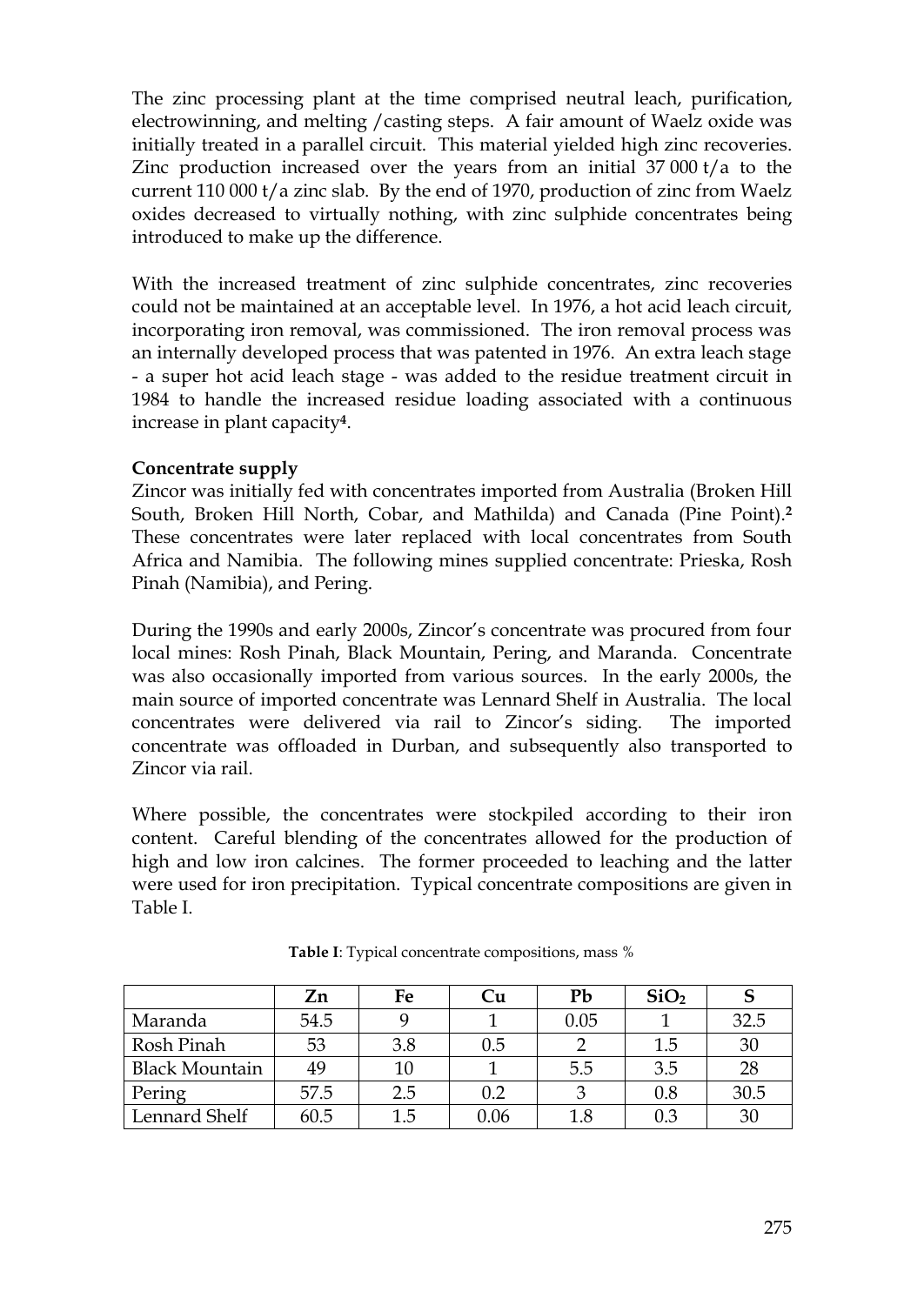The zinc processing plant at the time comprised neutral leach, purification, electrowinning, and melting /casting steps. A fair amount of Waelz oxide was initially treated in a parallel circuit. This material yielded high zinc recoveries. Zinc production increased over the years from an initial 37 000 t/a to the current 110 000 t/a zinc slab. By the end of 1970, production of zinc from Waelz oxides decreased to virtually nothing, with zinc sulphide concentrates being introduced to make up the difference.

With the increased treatment of zinc sulphide concentrates, zinc recoveries could not be maintained at an acceptable level. In 1976, a hot acid leach circuit, incorporating iron removal, was commissioned. The iron removal process was an internally developed process that was patented in 1976. An extra leach stage - a super hot acid leach stage - was added to the residue treatment circuit in 1984 to handle the increased residue loading associated with a continuous increase in plant capacity[4].

**Concentrate supply**

Zincor was initially fed with concentrates imported from Australia (Broken Hill South, Broken Hill North, Cobar, and Mathilda) and Canada (Pine Point).[2] These concentrates were later replaced with local concentrates from South Africa and Namibia. The following mines supplied concentrate: Prieska, Rosh Pinah (Namibia), and Pering.

During the 1990s and early 2000s, Zincor's concentrate was procured from four local mines: Rosh Pinah, Black Mountain, Pering, and Maranda. Concentrate was also occasionally imported from various sources. In the early 2000s, the main source of imported concentrate was Lennard Shelf in Australia. The local concentrates were delivered via rail to Zincor's siding. The imported concentrate was offloaded in Durban, and subsequently also transported to Zincor via rail.

Where possible, the concentrates were stockpiled according to their iron content. Careful blending of the concentrates allowed for the production of high and low iron calcines. The former proceeded to leaching and the latter were used for iron precipitation. Typical concentrate compositions are given in Table I.

**Table I**: Typical concentrate compositions, mass %

| | Zn | Fe | Cu | Pb | $SiO_2$ | S |
|---|---|---|---|---|---|---|
| Maranda | 54.5 | 9 | 1 | 0.05 | 1 | 32.5 |
| Rosh Pinah | 53 | 3.8 | 0.5 | 2 | 1.5 | 30 |
| Black Mountain | 49 | 10 | 1 | 5.5 | 3.5 | 28 |
| Pering | 57.5 | 2.5 | 0.2 | 3 | 0.8 | 30.5 |
| Lennard Shelf | 60.5 | 1.5 | 0.06 | 1.8 | 0.3 | 30 |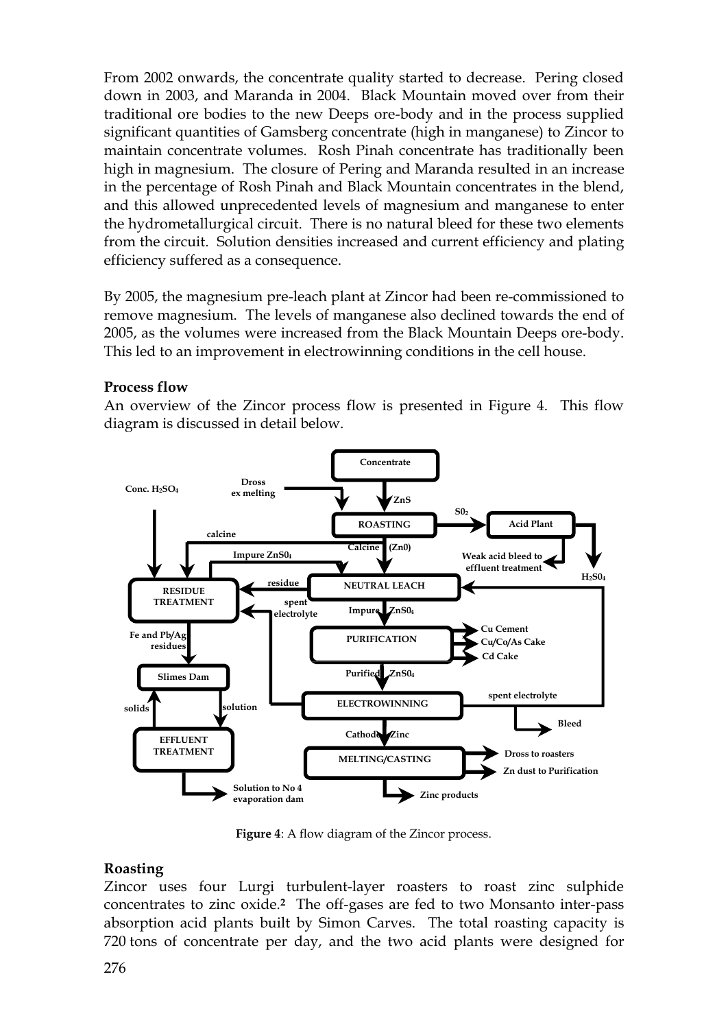From 2002 onwards, the concentrate quality started to decrease. Pering closed down in 2003, and Maranda in 2004. Black Mountain moved over from their traditional ore bodies to the new Deeps ore-body and in the process supplied significant quantities of Gamsberg concentrate (high in manganese) to Zincor to maintain concentrate volumes. Rosh Pinah concentrate has traditionally been high in magnesium. The closure of Pering and Maranda resulted in an increase in the percentage of Rosh Pinah and Black Mountain concentrates in the blend, and this allowed unprecedented levels of magnesium and manganese to enter the hydrometallurgical circuit. There is no natural bleed for these two elements from the circuit. Solution densities increased and current efficiency and plating efficiency suffered as a consequence.

By 2005, the magnesium pre-leach plant at Zincor had been re-commissioned to remove magnesium. The levels of manganese also declined towards the end of 2005, as the volumes were increased from the Black Mountain Deeps ore-body. This led to an improvement in electrowinning conditions in the cell house.

**Process flow**

An overview of the Zincor process flow is presented in Figure 4. This flow diagram is discussed in detail below.

**Figure 4**: A flow diagram of the Zincor process.

**Roasting**

Zincor uses four Lurgi turbulent-layer roasters to roast zinc sulphide concentrates to zinc oxide.[2] The off-gases are fed to two Monsanto inter-pass absorption acid plants built by Simon Carves. The total roasting capacity is 720 tons of concentrate per day, and the two acid plants were designed for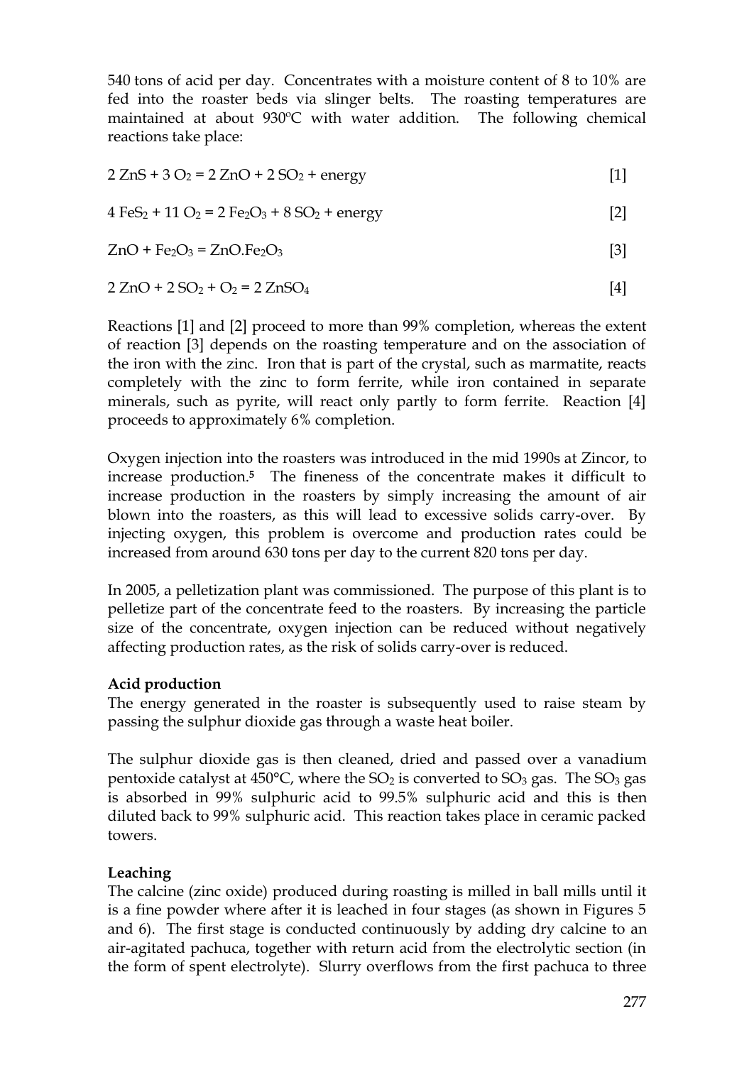540 tons of acid per day. Concentrates with a moisture content of 8 to 10% are fed into the roaster beds via slinger belts. The roasting temperatures are maintained at about 930ºC with water addition. The following chemical reactions take place:

$$2\,ZnS + 3\,O_2 = 2\,ZnO + 2\,SO_2 + \text{energy} \qquad [1]$$

$$4\,FeS_2 + 11\,O_2 = 2\,Fe_2O_3 + 8\,SO_2 + \text{energy} \qquad [2]$$

$$ZnO + Fe_2O_3 = ZnO.Fe_2O_3 \qquad [3]$$

$$2\,ZnO + 2\,SO_2 + O_2 = 2\,ZnSO_4 \qquad [4]$$

Reactions [1] and [2] proceed to more than 99% completion, whereas the extent of reaction [3] depends on the roasting temperature and on the association of the iron with the zinc. Iron that is part of the crystal, such as marmatite, reacts completely with the zinc to form ferrite, while iron contained in separate minerals, such as pyrite, will react only partly to form ferrite. Reaction [4] proceeds to approximately 6% completion.

Oxygen injection into the roasters was introduced in the mid 1990s at Zincor, to increase production.[5] The fineness of the concentrate makes it difficult to increase production in the roasters by simply increasing the amount of air blown into the roasters, as this will lead to excessive solids carry-over. By injecting oxygen, this problem is overcome and production rates could be increased from around 630 tons per day to the current 820 tons per day.

In 2005, a pelletization plant was commissioned. The purpose of this plant is to pelletize part of the concentrate feed to the roasters. By increasing the particle size of the concentrate, oxygen injection can be reduced without negatively affecting production rates, as the risk of solids carry-over is reduced.

**Acid production**

The energy generated in the roaster is subsequently used to raise steam by passing the sulphur dioxide gas through a waste heat boiler.

The sulphur dioxide gas is then cleaned, dried and passed over a vanadium pentoxide catalyst at 450°C, where the $SO_2$ is converted to $SO_3$ gas. The $SO_3$ gas is absorbed in 99% sulphuric acid to 99.5% sulphuric acid and this is then diluted back to 99% sulphuric acid. This reaction takes place in ceramic packed towers.

**Leaching**

The calcine (zinc oxide) produced during roasting is milled in ball mills until it is a fine powder where after it is leached in four stages (as shown in Figures 5 and 6). The first stage is conducted continuously by adding dry calcine to an air-agitated pachuca, together with return acid from the electrolytic section (in the form of spent electrolyte). Slurry overflows from the first pachuca to three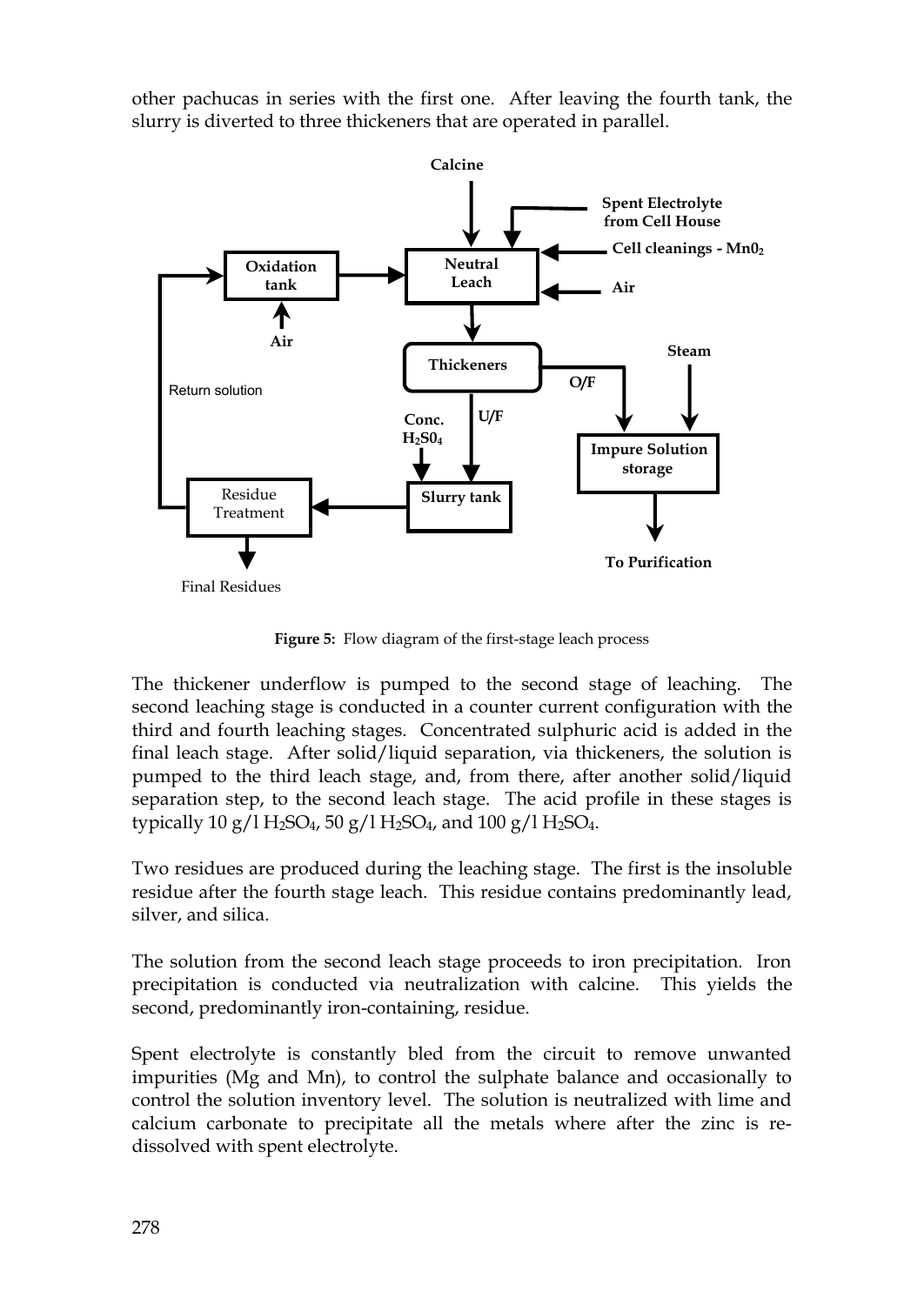other pachucas in series with the first one. After leaving the fourth tank, the slurry is diverted to three thickeners that are operated in parallel.

**Figure 5:** Flow diagram of the first-stage leach process

The thickener underflow is pumped to the second stage of leaching. The second leaching stage is conducted in a counter current configuration with the third and fourth leaching stages. Concentrated sulphuric acid is added in the final leach stage. After solid/liquid separation, via thickeners, the solution is pumped to the third leach stage, and, from there, after another solid/liquid separation step, to the second leach stage. The acid profile in these stages is typically 10 g/l $H_2SO_4$, 50 g/l $H_2SO_4$, and 100 g/l $H_2SO_4$.

Two residues are produced during the leaching stage. The first is the insoluble residue after the fourth stage leach. This residue contains predominantly lead, silver, and silica.

The solution from the second leach stage proceeds to iron precipitation. Iron precipitation is conducted via neutralization with calcine. This yields the second, predominantly iron-containing, residue.

Spent electrolyte is constantly bled from the circuit to remove unwanted impurities (Mg and Mn), to control the sulphate balance and occasionally to control the solution inventory level. The solution is neutralized with lime and calcium carbonate to precipitate all the metals where after the zinc is re-dissolved with spent electrolyte.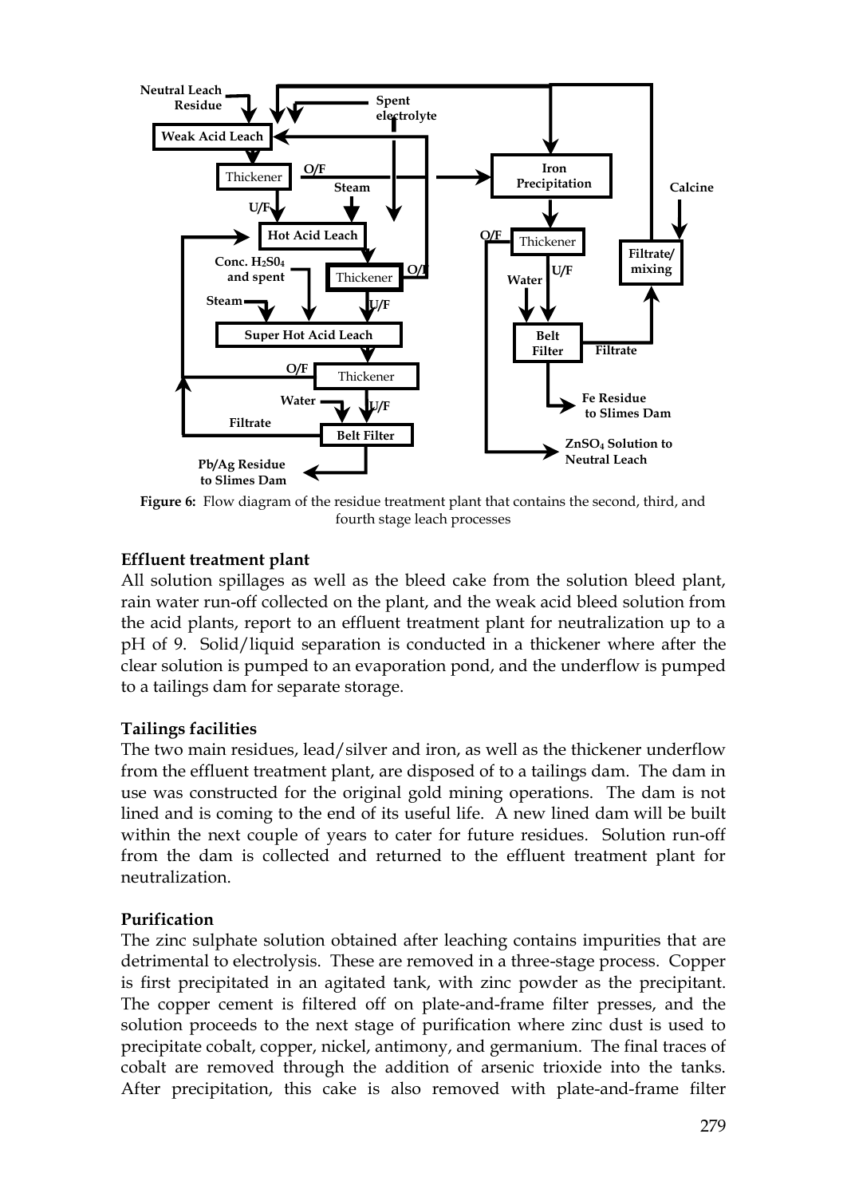Figure 6: Flow diagram of the residue treatment plant that contains the second, third, and fourth stage leach processes

**Effluent treatment plant**

All solution spillages as well as the bleed cake from the solution bleed plant, rain water run-off collected on the plant, and the weak acid bleed solution from the acid plants, report to an effluent treatment plant for neutralization up to a pH of 9. Solid/liquid separation is conducted in a thickener where after the clear solution is pumped to an evaporation pond, and the underflow is pumped to a tailings dam for separate storage.

**Tailings facilities**

The two main residues, lead/silver and iron, as well as the thickener underflow from the effluent treatment plant, are disposed of to a tailings dam. The dam in use was constructed for the original gold mining operations. The dam is not lined and is coming to the end of its useful life. A new lined dam will be built within the next couple of years to cater for future residues. Solution run-off from the dam is collected and returned to the effluent treatment plant for neutralization.

**Purification**

The zinc sulphate solution obtained after leaching contains impurities that are detrimental to electrolysis. These are removed in a three-stage process. Copper is first precipitated in an agitated tank, with zinc powder as the precipitant. The copper cement is filtered off on plate-and-frame filter presses, and the solution proceeds to the next stage of purification where zinc dust is used to precipitate cobalt, copper, nickel, antimony, and germanium. The final traces of cobalt are removed through the addition of arsenic trioxide into the tanks. After precipitation, this cake is also removed with plate-and-frame filter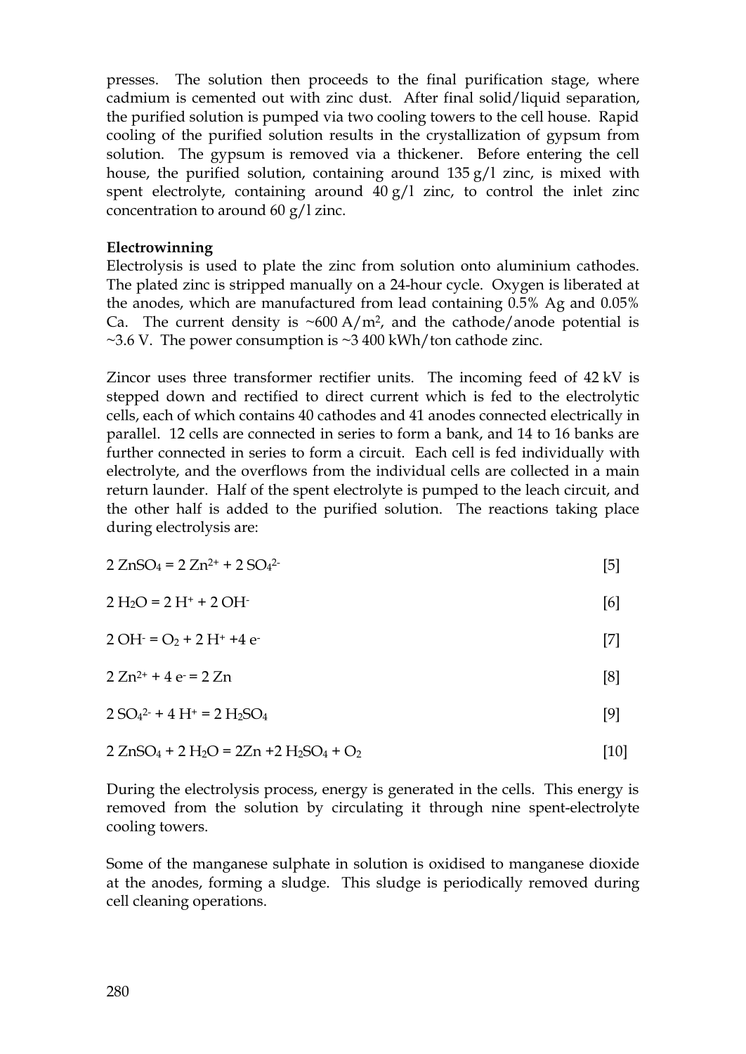presses. The solution then proceeds to the final purification stage, where cadmium is cemented out with zinc dust. After final solid/liquid separation, the purified solution is pumped via two cooling towers to the cell house. Rapid cooling of the purified solution results in the crystallization of gypsum from solution. The gypsum is removed via a thickener. Before entering the cell house, the purified solution, containing around 135 g/l zinc, is mixed with spent electrolyte, containing around 40 g/l zinc, to control the inlet zinc concentration to around 60 g/l zinc.

**Electrowinning**

Electrolysis is used to plate the zinc from solution onto aluminium cathodes. The plated zinc is stripped manually on a 24-hour cycle. Oxygen is liberated at the anodes, which are manufactured from lead containing 0.5% Ag and 0.05% Ca. The current density is ~600 $A/m^2$, and the cathode/anode potential is ~3.6 V. The power consumption is ~3 400 kWh/ton cathode zinc.

Zincor uses three transformer rectifier units. The incoming feed of 42 kV is stepped down and rectified to direct current which is fed to the electrolytic cells, each of which contains 40 cathodes and 41 anodes connected electrically in parallel. 12 cells are connected in series to form a bank, and 14 to 16 banks are further connected in series to form a circuit. Each cell is fed individually with electrolyte, and the overflows from the individual cells are collected in a main return launder. Half of the spent electrolyte is pumped to the leach circuit, and the other half is added to the purified solution. The reactions taking place during electrolysis are:

$$2\ ZnSO_4 = 2\ Zn^{2+} + 2\ SO_4^{2-} \qquad [5]$$

$$2\ H_2O = 2\ H^+ + 2\ OH^- \qquad [6]$$

$$2\ OH^- = O_2 + 2\ H^+ + 4\ e^- \qquad [7]$$

$$2\ Zn^{2+} + 4\ e^- = 2\ Zn \qquad [8]$$

$$2\ SO_4^{2-} + 4\ H^+ = 2\ H_2SO_4 \qquad [9]$$

$$2\ ZnSO_4 + 2\ H_2O = 2Zn + 2\ H_2SO_4 + O_2 \qquad [10]$$

During the electrolysis process, energy is generated in the cells. This energy is removed from the solution by circulating it through nine spent-electrolyte cooling towers.

Some of the manganese sulphate in solution is oxidised to manganese dioxide at the anodes, forming a sludge. This sludge is periodically removed during cell cleaning operations.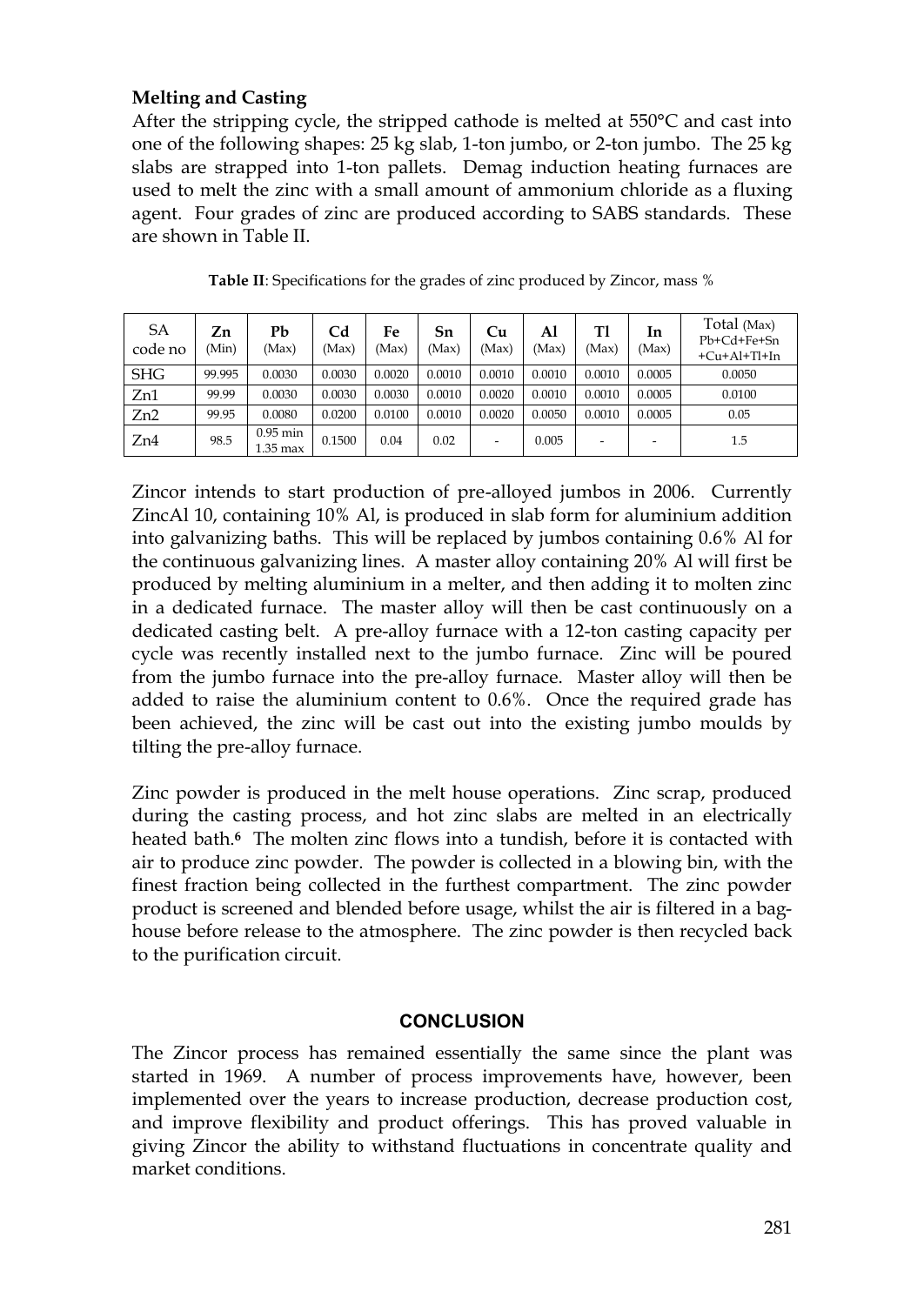### Melting and Casting

After the stripping cycle, the stripped cathode is melted at 550°C and cast into one of the following shapes: 25 kg slab, 1-ton jumbo, or 2-ton jumbo. The 25 kg slabs are strapped into 1-ton pallets. Demag induction heating furnaces are used to melt the zinc with a small amount of ammonium chloride as a fluxing agent. Four grades of zinc are produced according to SABS standards. These are shown in Table II.

**Table II**: Specifications for the grades of zinc produced by Zincor, mass %

| SA code no | Zn (Min) | Pb (Max) | Cd (Max) | Fe (Max) | Sn (Max) | Cu (Max) | Al (Max) | Tl (Max) | In (Max) | Total (Max) Pb+Cd+Fe+Sn +Cu+Al+Tl+In |
|---|---|---|---|---|---|---|---|---|---|---|
| SHG | 99.995 | 0.0030 | 0.0030 | 0.0020 | 0.0010 | 0.0010 | 0.0010 | 0.0010 | 0.0005 | 0.0050 |
| Zn1 | 99.99 | 0.0030 | 0.0030 | 0.0030 | 0.0010 | 0.0020 | 0.0010 | 0.0010 | 0.0005 | 0.0100 |
| Zn2 | 99.95 | 0.0080 | 0.0200 | 0.0100 | 0.0010 | 0.0020 | 0.0050 | 0.0010 | 0.0005 | 0.05 |
| Zn4 | 98.5 | 0.95 min 1.35 max | 0.1500 | 0.04 | 0.02 | - | 0.005 | - | - | 1.5 |

Zincor intends to start production of pre-alloyed jumbos in 2006. Currently ZincAl 10, containing 10% Al, is produced in slab form for aluminium addition into galvanizing baths. This will be replaced by jumbos containing 0.6% Al for the continuous galvanizing lines. A master alloy containing 20% Al will first be produced by melting aluminium in a melter, and then adding it to molten zinc in a dedicated furnace. The master alloy will then be cast continuously on a dedicated casting belt. A pre-alloy furnace with a 12-ton casting capacity per cycle was recently installed next to the jumbo furnace. Zinc will be poured from the jumbo furnace into the pre-alloy furnace. Master alloy will then be added to raise the aluminium content to 0.6%. Once the required grade has been achieved, the zinc will be cast out into the existing jumbo moulds by tilting the pre-alloy furnace.

Zinc powder is produced in the melt house operations. Zinc scrap, produced during the casting process, and hot zinc slabs are melted in an electrically heated bath.[6] The molten zinc flows into a tundish, before it is contacted with air to produce zinc powder. The powder is collected in a blowing bin, with the finest fraction being collected in the furthest compartment. The zinc powder product is screened and blended before usage, whilst the air is filtered in a bag-house before release to the atmosphere. The zinc powder is then recycled back to the purification circuit.

## CONCLUSION

The Zincor process has remained essentially the same since the plant was started in 1969. A number of process improvements have, however, been implemented over the years to increase production, decrease production cost, and improve flexibility and product offerings. This has proved valuable in giving Zincor the ability to withstand fluctuations in concentrate quality and market conditions.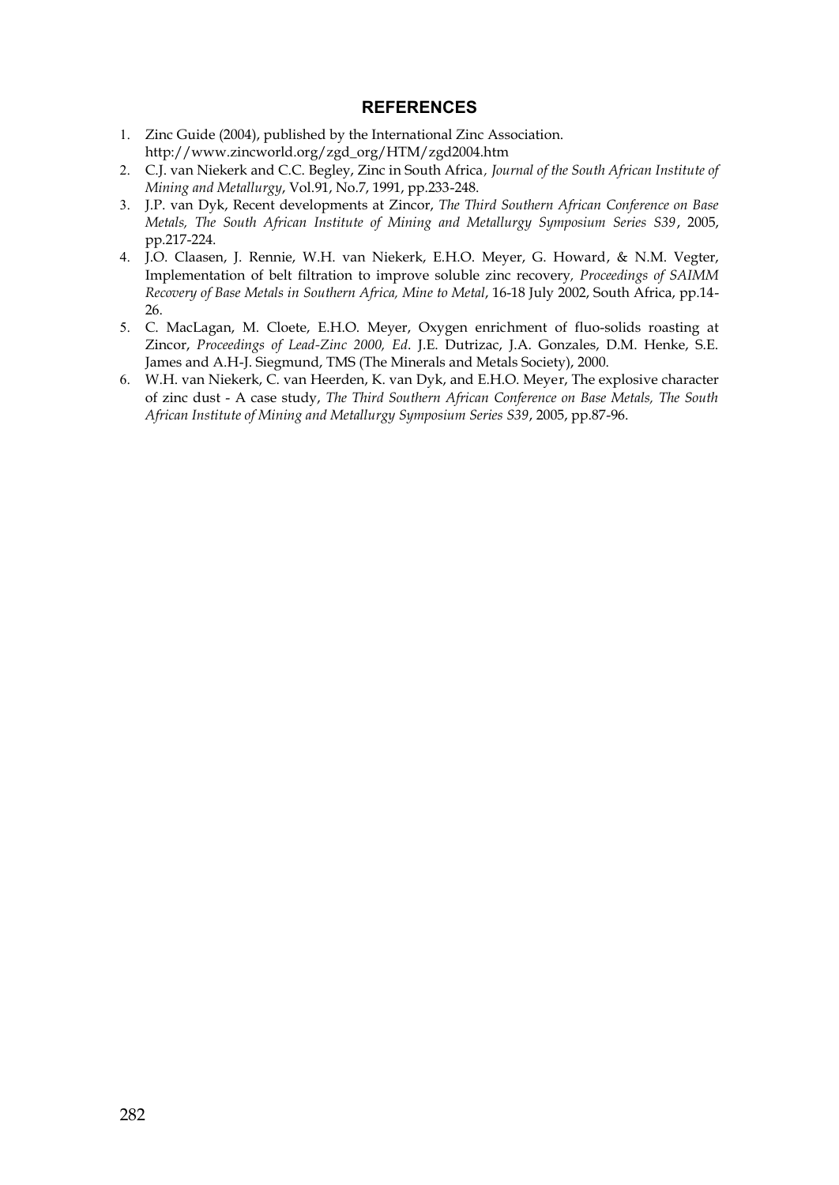## REFERENCES

1. Zinc Guide (2004), published by the International Zinc Association. http://www.zincworld.org/zgd_org/HTM/zgd2004.htm
2. C.J. van Niekerk and C.C. Begley, Zinc in South Africa, *Journal of the South African Institute of Mining and Metallurgy*, Vol.91, No.7, 1991, pp.233-248.
3. J.P. van Dyk, Recent developments at Zincor, *The Third Southern African Conference on Base Metals, The South African Institute of Mining and Metallurgy Symposium Series S39*, 2005, pp.217-224.
4. J.O. Claasen, J. Rennie, W.H. van Niekerk, E.H.O. Meyer, G. Howard, & N.M. Vegter, Implementation of belt filtration to improve soluble zinc recovery, *Proceedings of SAIMM Recovery of Base Metals in Southern Africa, Mine to Metal*, 16-18 July 2002, South Africa, pp.14-26.
5. C. MacLagan, M. Cloete, E.H.O. Meyer, Oxygen enrichment of fluo-solids roasting at Zincor, *Proceedings of Lead-Zinc 2000, Ed*. J.E. Dutrizac, J.A. Gonzales, D.M. Henke, S.E. James and A.H-J. Siegmund, TMS (The Minerals and Metals Society), 2000.
6. W.H. van Niekerk, C. van Heerden, K. van Dyk, and E.H.O. Meyer, The explosive character of zinc dust - A case study, *The Third Southern African Conference on Base Metals, The South African Institute of Mining and Metallurgy Symposium Series S39*, 2005, pp.87-96.